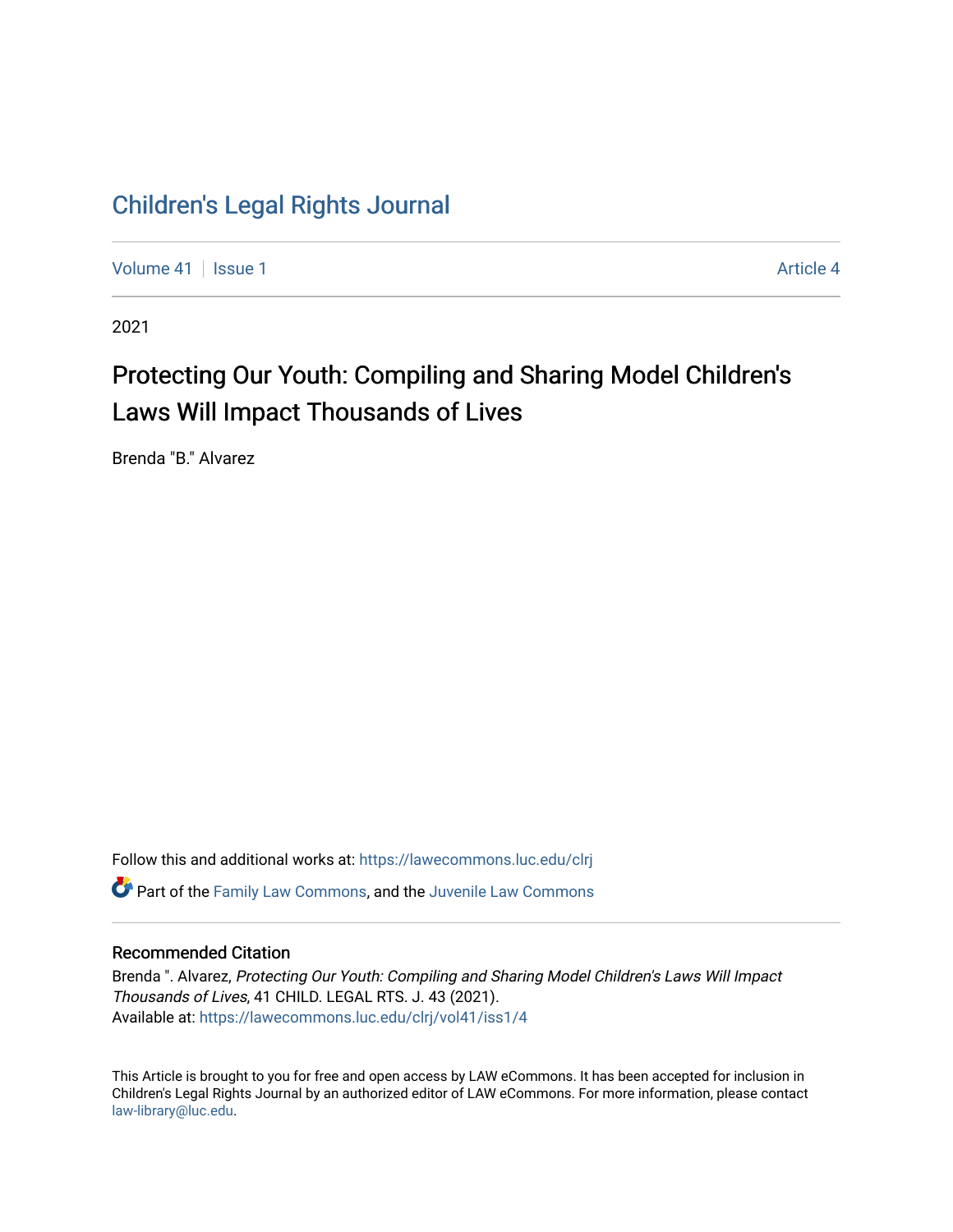# Children's Legal Rights Journal

Volume 41 | Issue 1 | Article 4

2021

## Protecting Our Youth: Compiling and Sharing Model Children's Laws Will Impact Thousands of Lives

Brenda "B." Alvarez

Follow this and additional works at: https://lawecommons.luc.edu/clrj

Part of the Family Law Commons, and the Juvenile Law Commons

### Recommended Citation

Brenda ". Alvarez, *Protecting Our Youth: Compiling and Sharing Model Children's Laws Will Impact Thousands of Lives*, 41 CHILD. LEGAL RTS. J. 43 (2021).
Available at: https://lawecommons.luc.edu/clrj/vol41/iss1/4

This Article is brought to you for free and open access by LAW eCommons. It has been accepted for inclusion in Children's Legal Rights Journal by an authorized editor of LAW eCommons. For more information, please contact law-library@luc.edu.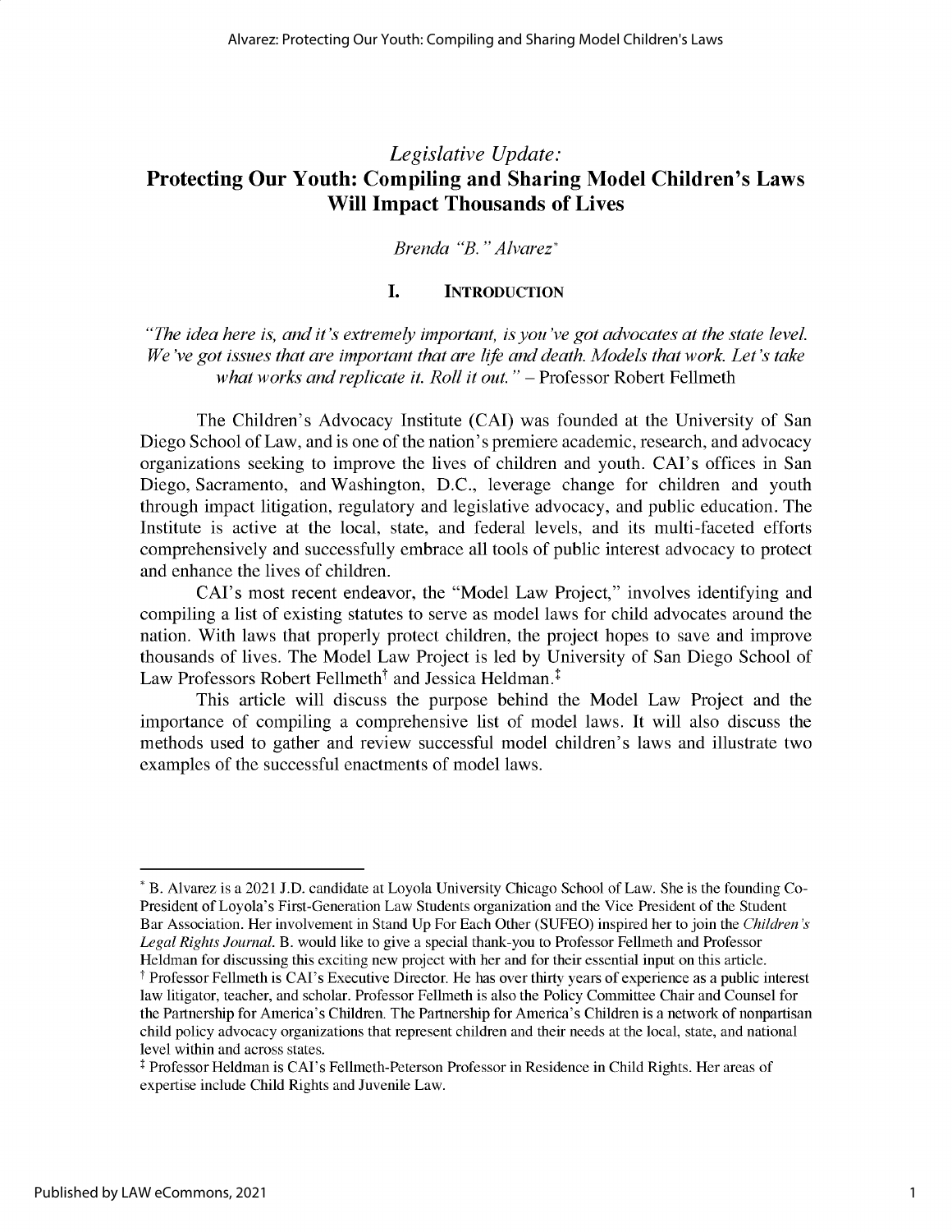*Legislative Update:*

# Protecting Our Youth: Compiling and Sharing Model Children's Laws Will Impact Thousands of Lives

*Brenda "B." Alvarez*[*]

## I. INTRODUCTION

*"The idea here is, and it's extremely important, is you've got advocates at the state level. We've got issues that are important that are life and death. Models that work. Let's take what works and replicate it. Roll it out."* – Professor Robert Fellmeth

The Children's Advocacy Institute (CAI) was founded at the University of San Diego School of Law, and is one of the nation's premiere academic, research, and advocacy organizations seeking to improve the lives of children and youth. CAI's offices in San Diego, Sacramento, and Washington, D.C., leverage change for children and youth through impact litigation, regulatory and legislative advocacy, and public education. The Institute is active at the local, state, and federal levels, and its multi-faceted efforts comprehensively and successfully embrace all tools of public interest advocacy to protect and enhance the lives of children.

CAI's most recent endeavor, the "Model Law Project," involves identifying and compiling a list of existing statutes to serve as model laws for child advocates around the nation. With laws that properly protect children, the project hopes to save and improve thousands of lives. The Model Law Project is led by University of San Diego School of Law Professors Robert Fellmeth[†] and Jessica Heldman.[‡]

This article will discuss the purpose behind the Model Law Project and the importance of compiling a comprehensive list of model laws. It will also discuss the methods used to gather and review successful model children's laws and illustrate two examples of the successful enactments of model laws.

---

[*] B. Alvarez is a 2021 J.D. candidate at Loyola University Chicago School of Law. She is the founding Co-President of Loyola's First-Generation Law Students organization and the Vice President of the Student Bar Association. Her involvement in Stand Up For Each Other (SUFEO) inspired her to join the *Children's Legal Rights Journal*. B. would like to give a special thank-you to Professor Fellmeth and Professor Heldman for discussing this exciting new project with her and for their essential input on this article.

[†] Professor Fellmeth is CAI's Executive Director. He has over thirty years of experience as a public interest law litigator, teacher, and scholar. Professor Fellmeth is also the Policy Committee Chair and Counsel for the Partnership for America's Children. The Partnership for America's Children is a network of nonpartisan child policy advocacy organizations that represent children and their needs at the local, state, and national level within and across states.

[‡] Professor Heldman is CAI's Fellmeth-Peterson Professor in Residence in Child Rights. Her areas of expertise include Child Rights and Juvenile Law.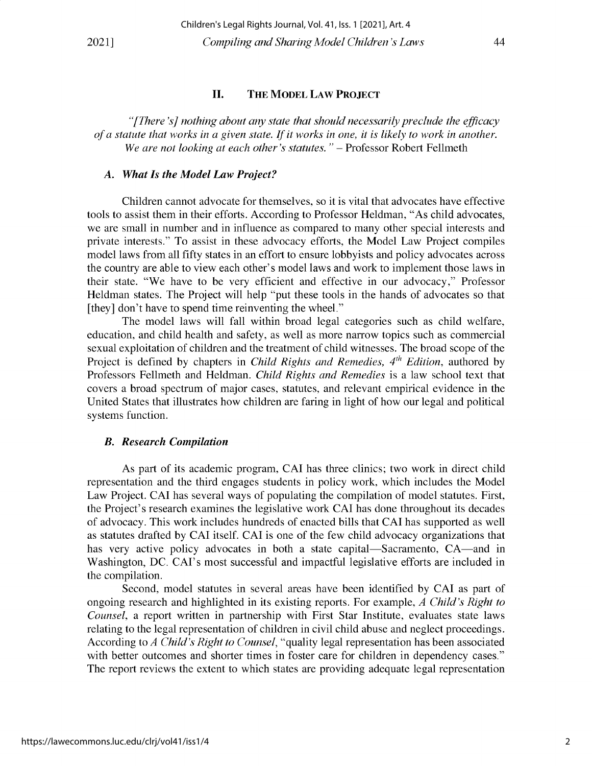## II. THE MODEL LAW PROJECT

*"[There's] nothing about any state that should necessarily preclude the efficacy of a statute that works in a given state. If it works in one, it is likely to work in another. We are not looking at each other's statutes."* – Professor Robert Fellmeth

### *A. What Is the Model Law Project?*

Children cannot advocate for themselves, so it is vital that advocates have effective tools to assist them in their efforts. According to Professor Heldman, "As child advocates, we are small in number and in influence as compared to many other special interests and private interests." To assist in these advocacy efforts, the Model Law Project compiles model laws from all fifty states in an effort to ensure lobbyists and policy advocates across the country are able to view each other's model laws and work to implement those laws in their state. "We have to be very efficient and effective in our advocacy," Professor Heldman states. The Project will help "put these tools in the hands of advocates so that [they] don't have to spend time reinventing the wheel."

The model laws will fall within broad legal categories such as child welfare, education, and child health and safety, as well as more narrow topics such as commercial sexual exploitation of children and the treatment of child witnesses. The broad scope of the Project is defined by chapters in *Child Rights and Remedies, 4th Edition*, authored by Professors Fellmeth and Heldman. *Child Rights and Remedies* is a law school text that covers a broad spectrum of major cases, statutes, and relevant empirical evidence in the United States that illustrates how children are faring in light of how our legal and political systems function.

### *B. Research Compilation*

As part of its academic program, CAI has three clinics; two work in direct child representation and the third engages students in policy work, which includes the Model Law Project. CAI has several ways of populating the compilation of model statutes. First, the Project's research examines the legislative work CAI has done throughout its decades of advocacy. This work includes hundreds of enacted bills that CAI has supported as well as statutes drafted by CAI itself. CAI is one of the few child advocacy organizations that has very active policy advocates in both a state capital—Sacramento, CA—and in Washington, DC. CAI's most successful and impactful legislative efforts are included in the compilation.

Second, model statutes in several areas have been identified by CAI as part of ongoing research and highlighted in its existing reports. For example, *A Child's Right to Counsel*, a report written in partnership with First Star Institute, evaluates state laws relating to the legal representation of children in civil child abuse and neglect proceedings. According to *A Child's Right to Counsel*, "quality legal representation has been associated with better outcomes and shorter times in foster care for children in dependency cases." The report reviews the extent to which states are providing adequate legal representation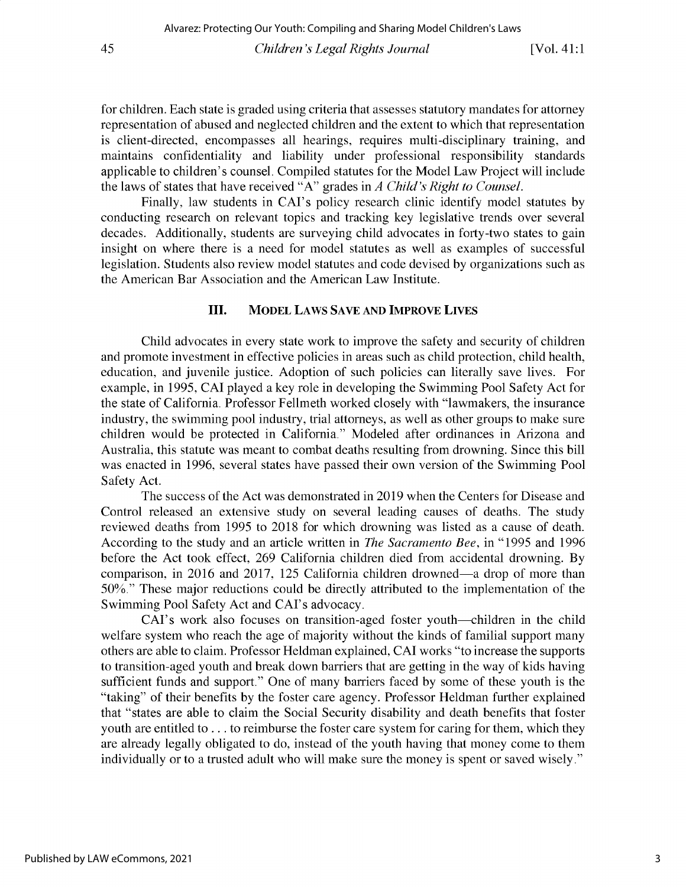for children. Each state is graded using criteria that assesses statutory mandates for attorney representation of abused and neglected children and the extent to which that representation is client-directed, encompasses all hearings, requires multi-disciplinary training, and maintains confidentiality and liability under professional responsibility standards applicable to children's counsel. Compiled statutes for the Model Law Project will include the laws of states that have received "A" grades in *A Child's Right to Counsel*.

Finally, law students in CAI's policy research clinic identify model statutes by conducting research on relevant topics and tracking key legislative trends over several decades. Additionally, students are surveying child advocates in forty-two states to gain insight on where there is a need for model statutes as well as examples of successful legislation. Students also review model statutes and code devised by organizations such as the American Bar Association and the American Law Institute.

## III. Model Laws Save and Improve Lives

Child advocates in every state work to improve the safety and security of children and promote investment in effective policies in areas such as child protection, child health, education, and juvenile justice. Adoption of such policies can literally save lives. For example, in 1995, CAI played a key role in developing the Swimming Pool Safety Act for the state of California. Professor Fellmeth worked closely with "lawmakers, the insurance industry, the swimming pool industry, trial attorneys, as well as other groups to make sure children would be protected in California." Modeled after ordinances in Arizona and Australia, this statute was meant to combat deaths resulting from drowning. Since this bill was enacted in 1996, several states have passed their own version of the Swimming Pool Safety Act.

The success of the Act was demonstrated in 2019 when the Centers for Disease and Control released an extensive study on several leading causes of deaths. The study reviewed deaths from 1995 to 2018 for which drowning was listed as a cause of death. According to the study and an article written in *The Sacramento Bee*, in "1995 and 1996 before the Act took effect, 269 California children died from accidental drowning. By comparison, in 2016 and 2017, 125 California children drowned—a drop of more than 50%." These major reductions could be directly attributed to the implementation of the Swimming Pool Safety Act and CAI's advocacy.

CAI's work also focuses on transition-aged foster youth—children in the child welfare system who reach the age of majority without the kinds of familial support many others are able to claim. Professor Heldman explained, CAI works "to increase the supports to transition-aged youth and break down barriers that are getting in the way of kids having sufficient funds and support." One of many barriers faced by some of these youth is the "taking" of their benefits by the foster care agency. Professor Heldman further explained that "states are able to claim the Social Security disability and death benefits that foster youth are entitled to . . . to reimburse the foster care system for caring for them, which they are already legally obligated to do, instead of the youth having that money come to them individually or to a trusted adult who will make sure the money is spent or saved wisely."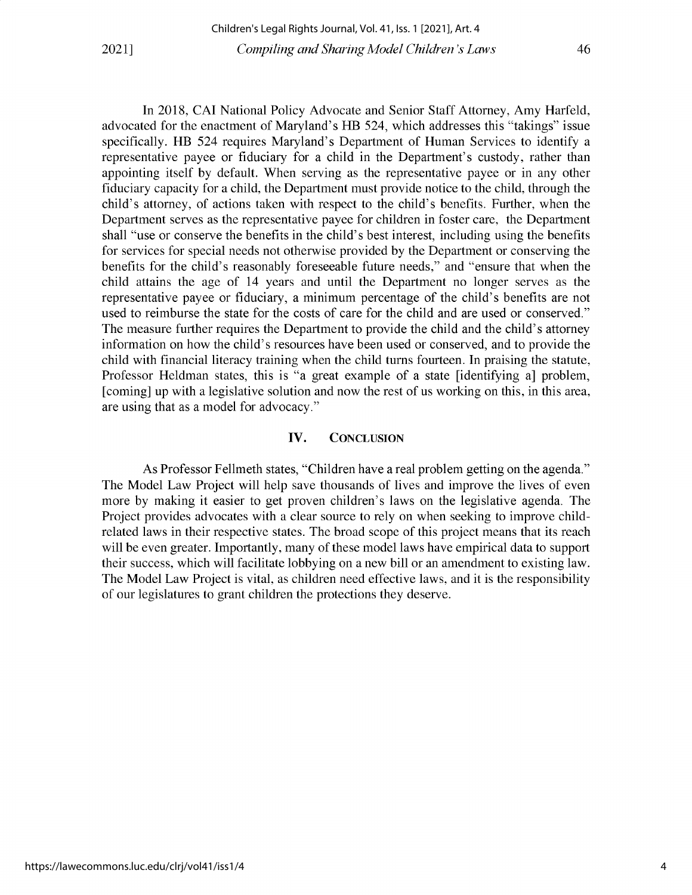In 2018, CAI National Policy Advocate and Senior Staff Attorney, Amy Harfeld, advocated for the enactment of Maryland's HB 524, which addresses this "takings" issue specifically. HB 524 requires Maryland's Department of Human Services to identify a representative payee or fiduciary for a child in the Department's custody, rather than appointing itself by default. When serving as the representative payee or in any other fiduciary capacity for a child, the Department must provide notice to the child, through the child's attorney, of actions taken with respect to the child's benefits. Further, when the Department serves as the representative payee for children in foster care, the Department shall "use or conserve the benefits in the child's best interest, including using the benefits for services for special needs not otherwise provided by the Department or conserving the benefits for the child's reasonably foreseeable future needs," and "ensure that when the child attains the age of 14 years and until the Department no longer serves as the representative payee or fiduciary, a minimum percentage of the child's benefits are not used to reimburse the state for the costs of care for the child and are used or conserved." The measure further requires the Department to provide the child and the child's attorney information on how the child's resources have been used or conserved, and to provide the child with financial literacy training when the child turns fourteen. In praising the statute, Professor Heldman states, this is "a great example of a state [identifying a] problem, [coming] up with a legislative solution and now the rest of us working on this, in this area, are using that as a model for advocacy."

## IV. Conclusion

As Professor Fellmeth states, "Children have a real problem getting on the agenda." The Model Law Project will help save thousands of lives and improve the lives of even more by making it easier to get proven children's laws on the legislative agenda. The Project provides advocates with a clear source to rely on when seeking to improve child-related laws in their respective states. The broad scope of this project means that its reach will be even greater. Importantly, many of these model laws have empirical data to support their success, which will facilitate lobbying on a new bill or an amendment to existing law. The Model Law Project is vital, as children need effective laws, and it is the responsibility of our legislatures to grant children the protections they deserve.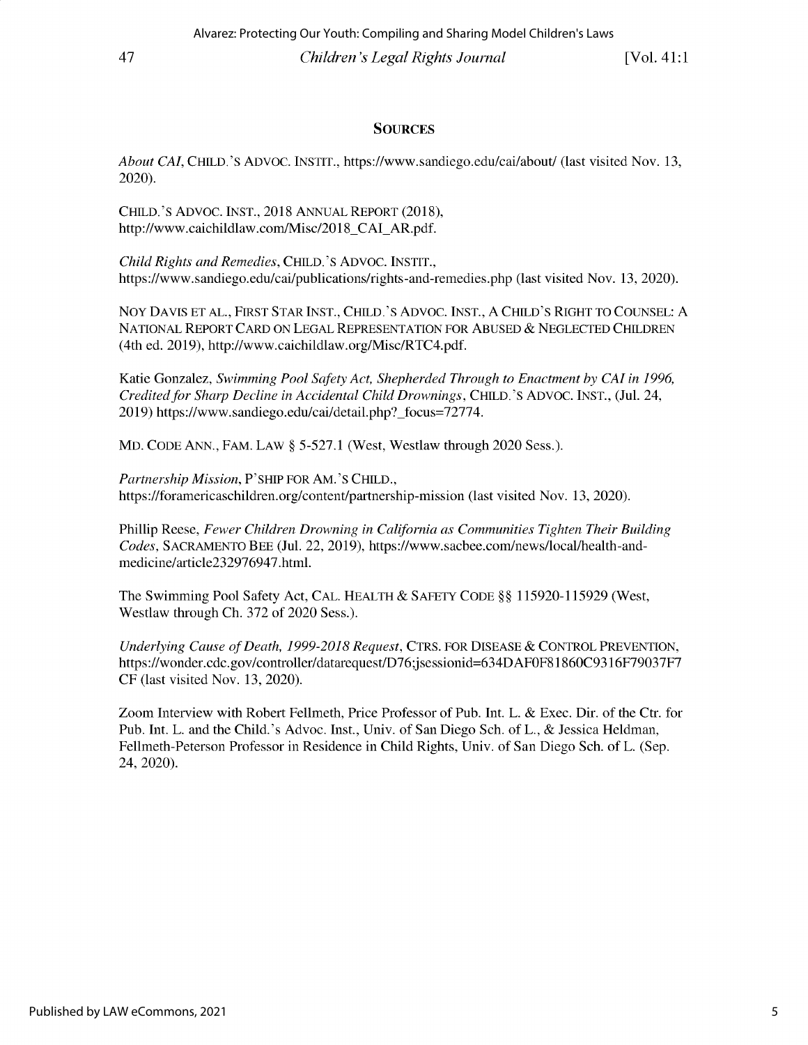## SOURCES

*About CAI*, CHILD.'S ADVOC. INSTIT., https://www.sandiego.edu/cai/about/ (last visited Nov. 13, 2020).

CHILD.'S ADVOC. INST., 2018 ANNUAL REPORT (2018), http://www.caichildlaw.com/Misc/2018_CAI_AR.pdf.

*Child Rights and Remedies*, CHILD.'S ADVOC. INSTIT., https://www.sandiego.edu/cai/publications/rights-and-remedies.php (last visited Nov. 13, 2020).

NOY DAVIS ET AL., FIRST STAR INST., CHILD.'S ADVOC. INST., A CHILD'S RIGHT TO COUNSEL: A NATIONAL REPORT CARD ON LEGAL REPRESENTATION FOR ABUSED & NEGLECTED CHILDREN (4th ed. 2019), http://www.caichildlaw.org/Misc/RTC4.pdf.

Katie Gonzalez, *Swimming Pool Safety Act, Shepherded Through to Enactment by CAI in 1996, Credited for Sharp Decline in Accidental Child Drownings*, CHILD.'S ADVOC. INST., (Jul. 24, 2019) https://www.sandiego.edu/cai/detail.php?_focus=72774.

MD. CODE ANN., FAM. LAW § 5-527.1 (West, Westlaw through 2020 Sess.).

*Partnership Mission*, P'SHIP FOR AM.'S CHILD., https://foramericaschildren.org/content/partnership-mission (last visited Nov. 13, 2020).

Phillip Reese, *Fewer Children Drowning in California as Communities Tighten Their Building Codes*, SACRAMENTO BEE (Jul. 22, 2019), https://www.sacbee.com/news/local/health-and-medicine/article232976947.html.

The Swimming Pool Safety Act, CAL. HEALTH & SAFETY CODE §§ 115920-115929 (West, Westlaw through Ch. 372 of 2020 Sess.).

*Underlying Cause of Death, 1999-2018 Request*, CTRS. FOR DISEASE & CONTROL PREVENTION, https://wonder.cdc.gov/controller/datarequest/D76;jsessionid=634DAF0F81860C9316F79037F7CF (last visited Nov. 13, 2020).

Zoom Interview with Robert Fellmeth, Price Professor of Pub. Int. L. & Exec. Dir. of the Ctr. for Pub. Int. L. and the Child.'s Advoc. Inst., Univ. of San Diego Sch. of L., & Jessica Heldman, Fellmeth-Peterson Professor in Residence in Child Rights, Univ. of San Diego Sch. of L. (Sep. 24, 2020).